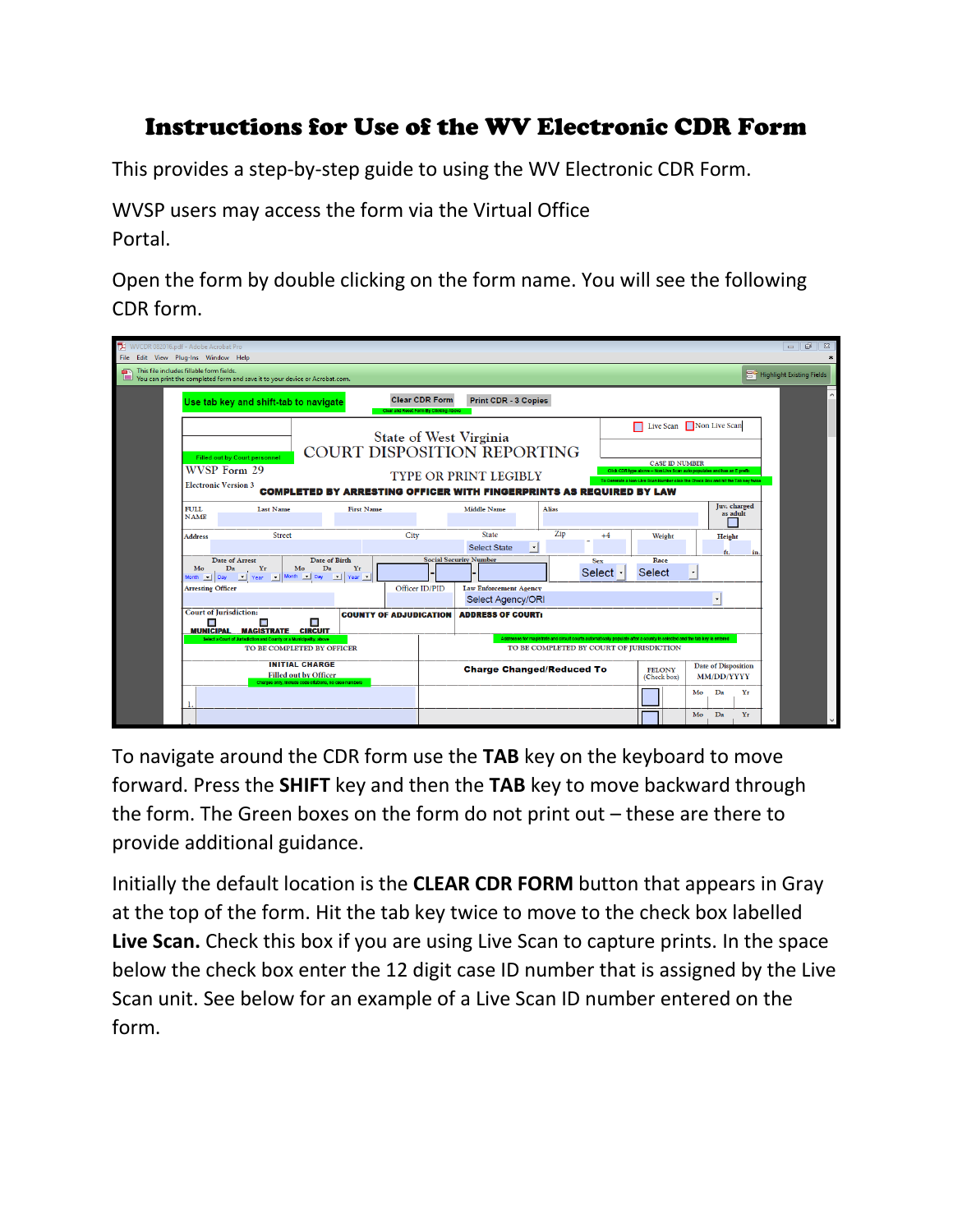# Instructions for Use of the WV Electronic CDR Form

This provides a step-by-step guide to using the WV Electronic CDR Form.

WVSP users may access the form via the Virtual Office Portal.

Open the form by double clicking on the form name. You will see the following CDR form.

To navigate around the CDR form use the **TAB** key on the keyboard to move forward. Press the **SHIFT** key and then the **TAB** key to move backward through the form. The Green boxes on the form do not print out – these are there to provide additional guidance.

Initially the default location is the **CLEAR CDR FORM** button that appears in Gray at the top of the form. Hit the tab key twice to move to the check box labelled **Live Scan.** Check this box if you are using Live Scan to capture prints. In the space below the check box enter the 12 digit case ID number that is assigned by the Live Scan unit. See below for an example of a Live Scan ID number entered on the form.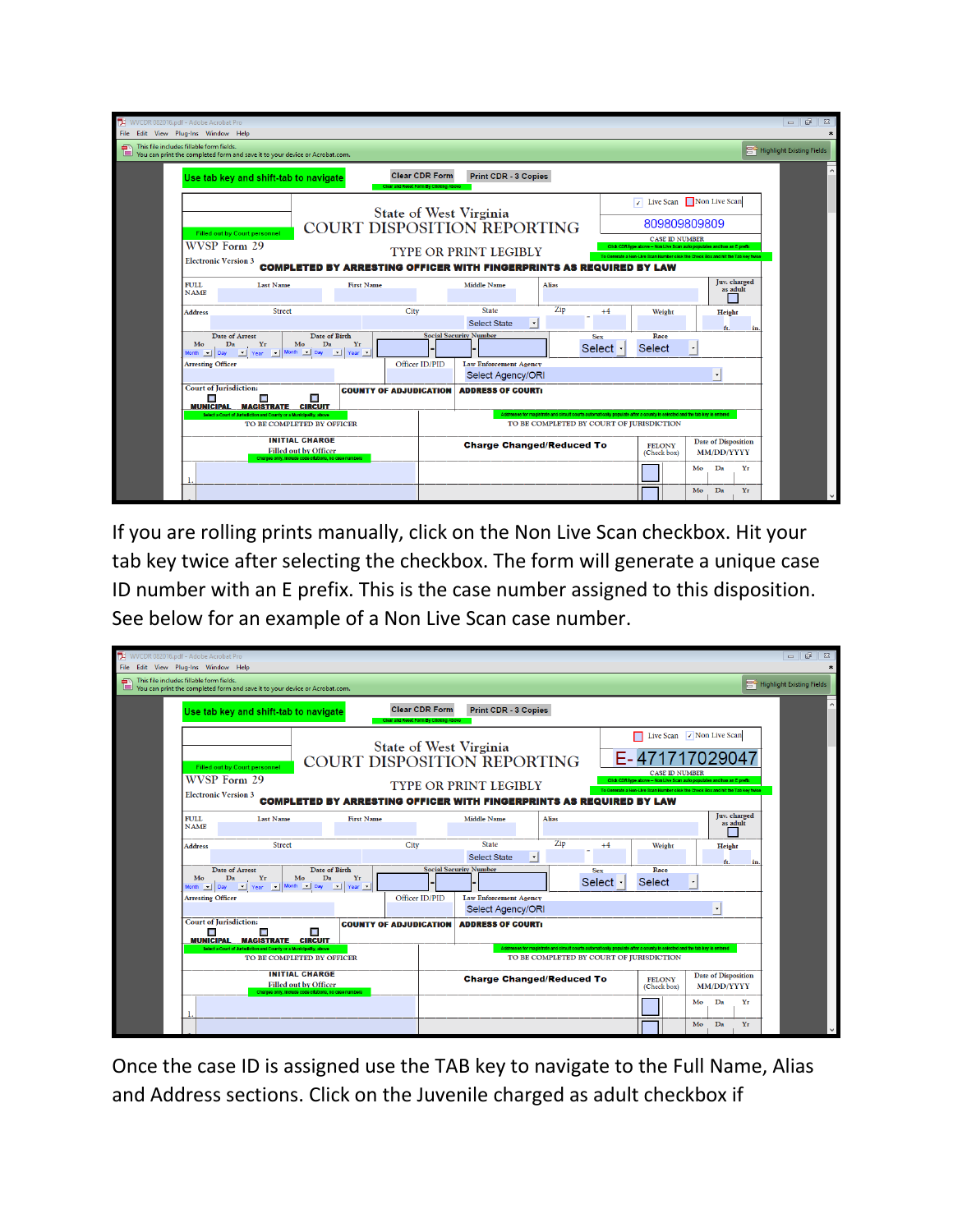If you are rolling prints manually, click on the Non Live Scan checkbox. Hit your tab key twice after selecting the checkbox. The form will generate a unique case ID number with an E prefix. This is the case number assigned to this disposition. See below for an example of a Non Live Scan case number.

Once the case ID is assigned use the TAB key to navigate to the Full Name, Alias and Address sections. Click on the Juvenile charged as adult checkbox if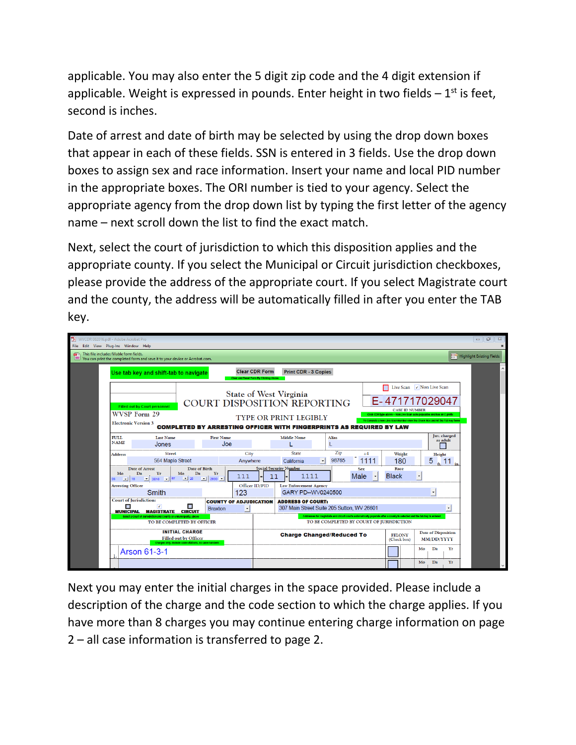applicable. You may also enter the 5 digit zip code and the 4 digit extension if applicable. Weight is expressed in pounds. Enter height in two fields – 1st is feet, second is inches.

Date of arrest and date of birth may be selected by using the drop down boxes that appear in each of these fields. SSN is entered in 3 fields. Use the drop down boxes to assign sex and race information. Insert your name and local PID number in the appropriate boxes. The ORI number is tied to your agency. Select the appropriate agency from the drop down list by typing the first letter of the agency name – next scroll down the list to find the exact match.

Next, select the court of jurisdiction to which this disposition applies and the appropriate county. If you select the Municipal or Circuit jurisdiction checkboxes, please provide the address of the appropriate court. If you select Magistrate court and the county, the address will be automatically filled in after you enter the TAB key.

Next you may enter the initial charges in the space provided. Please include a description of the charge and the code section to which the charge applies. If you have more than 8 charges you may continue entering charge information on page 2 – all case information is transferred to page 2.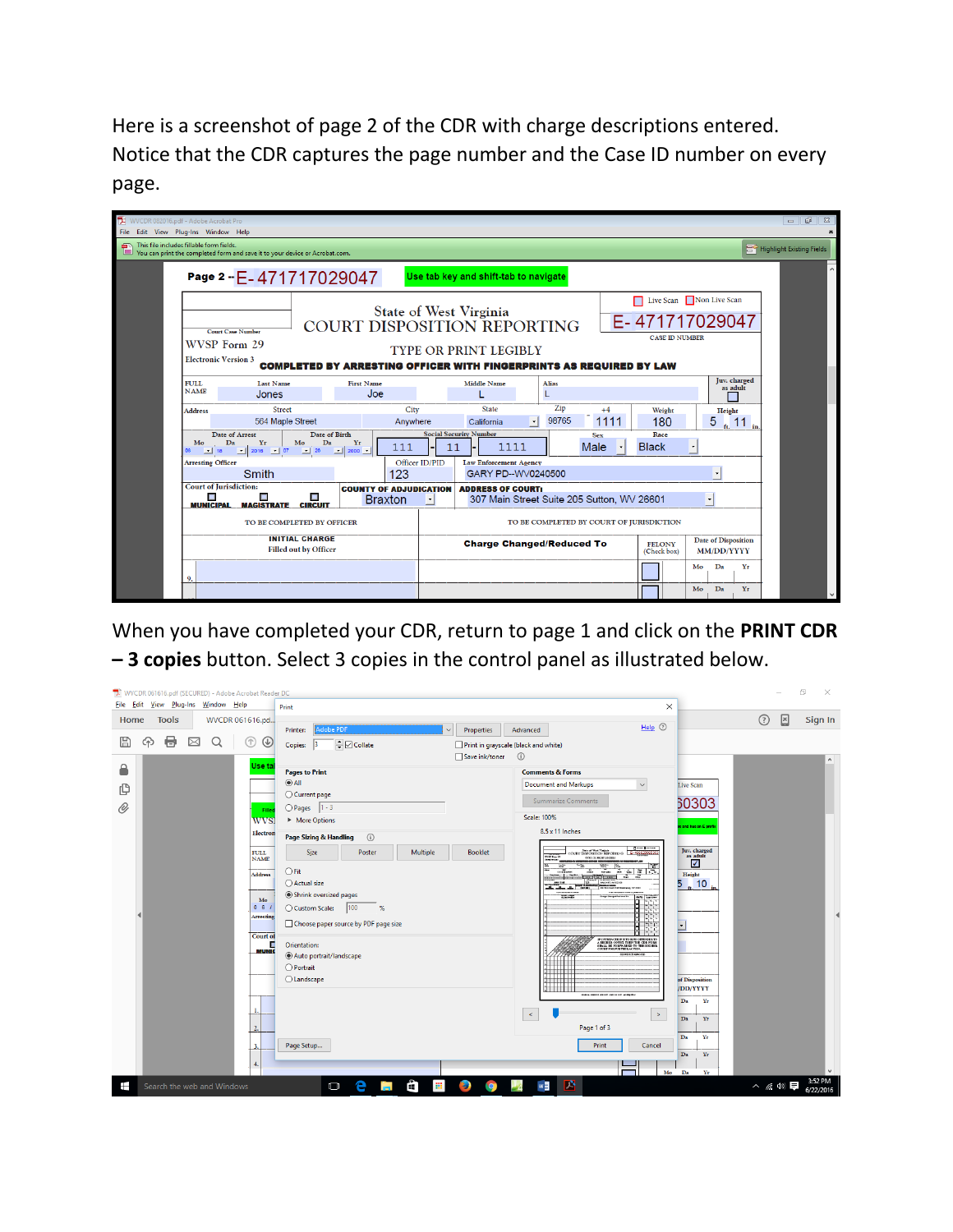Here is a screenshot of page 2 of the CDR with charge descriptions entered. Notice that the CDR captures the page number and the Case ID number on every page.

When you have completed your CDR, return to page 1 and click on the **PRINT CDR – 3 copies** button. Select 3 copies in the control panel as illustrated below.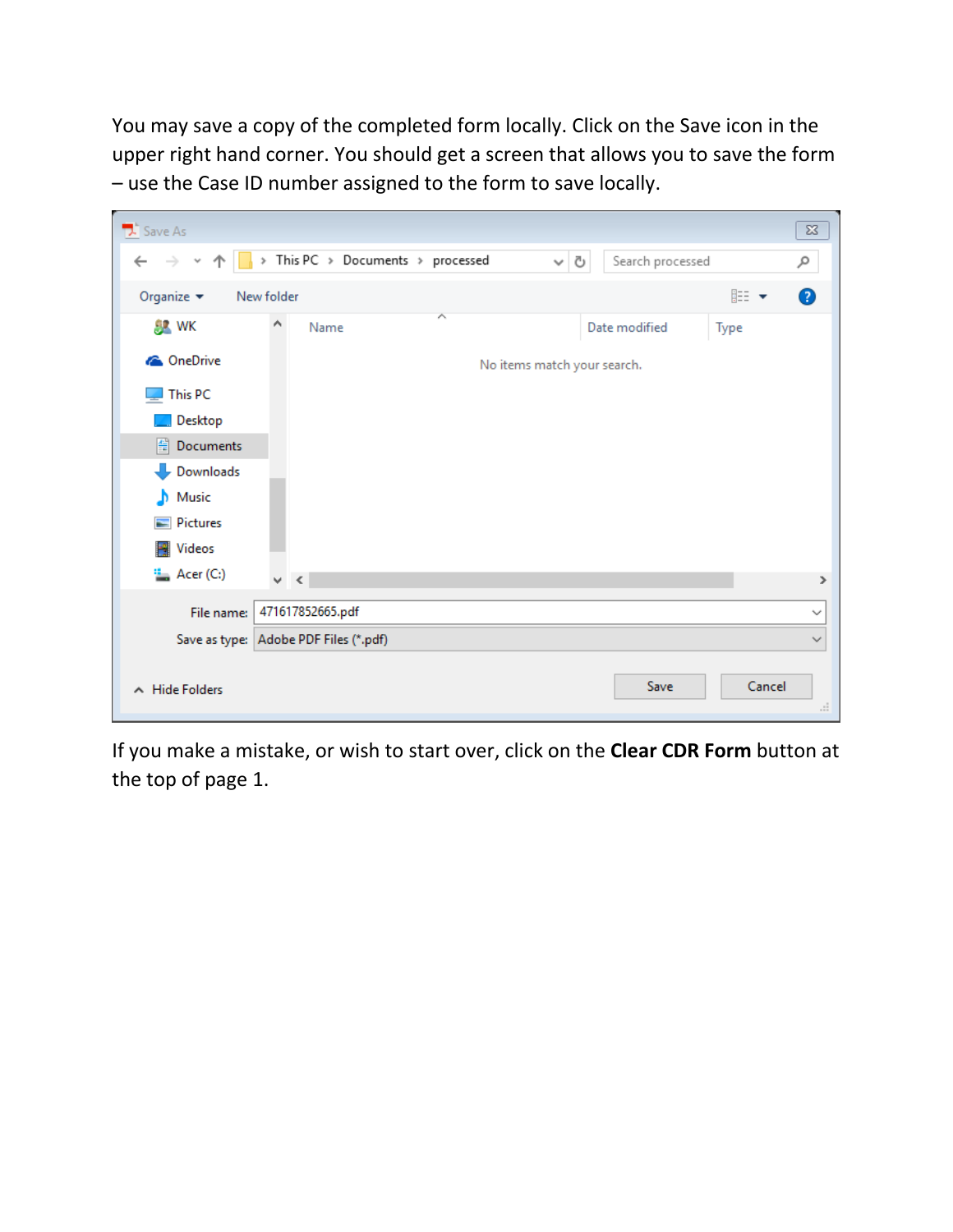You may save a copy of the completed form locally. Click on the Save icon in the upper right hand corner. You should get a screen that allows you to save the form – use the Case ID number assigned to the form to save locally.

If you make a mistake, or wish to start over, click on the **Clear CDR Form** button at the top of page 1.